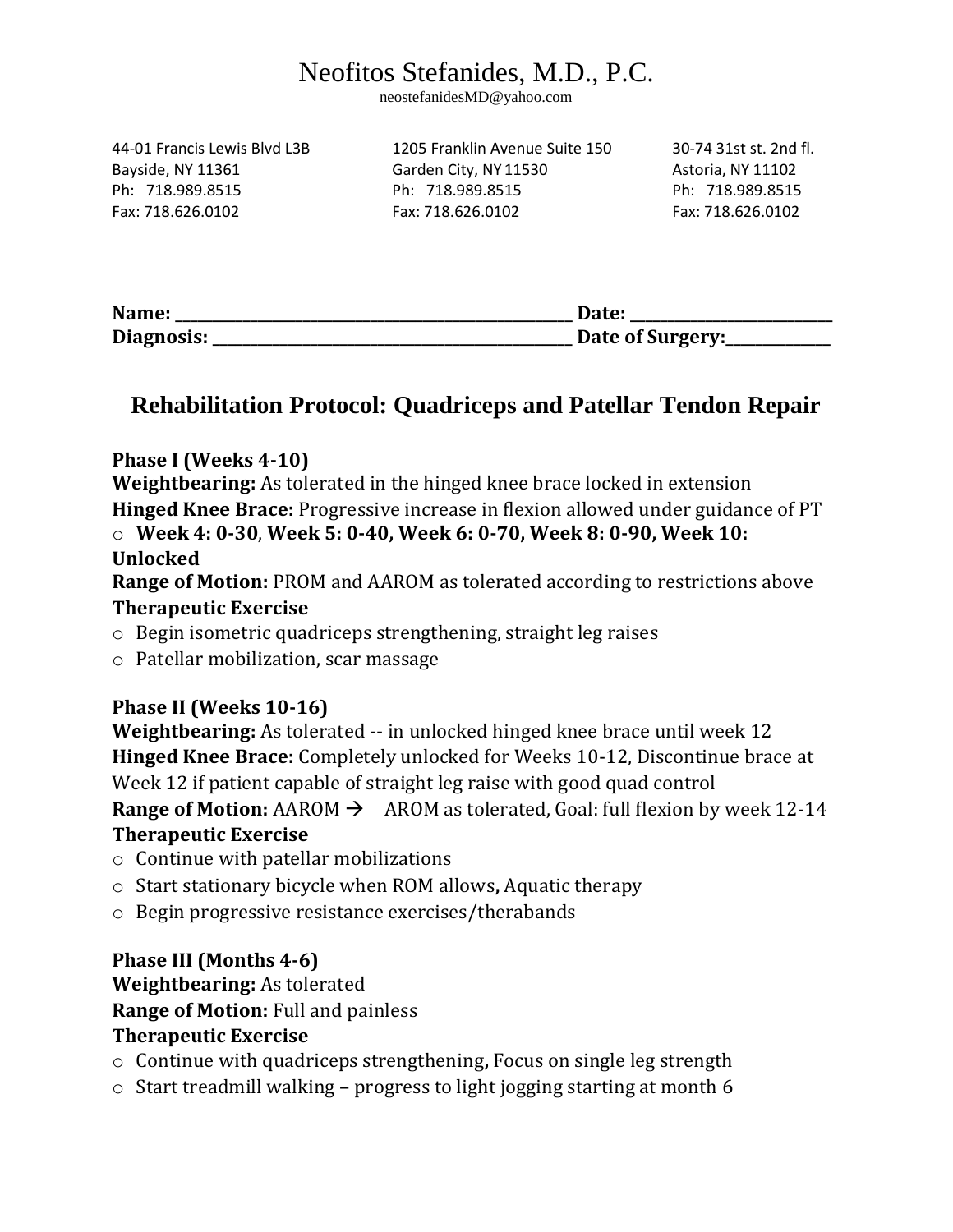# Neofitos Stefanides, M.D., P.C.

neostefanidesMD@yahoo.com

44-01 Francis Lewis Blvd L3B
Bayside, NY 11361
Ph: 718.989.8515
Fax: 718.626.0102

1205 Franklin Avenue Suite 150
Garden City, NY 11530
Ph: 718.989.8515
Fax: 718.626.0102

30-74 31st st. 2nd fl.
Astoria, NY 11102
Ph: 718.989.8515
Fax: 718.626.0102

**Name: ________________________________________________ Date: ________________________**
**Diagnosis: ____________________________________________ Date of Surgery:____________**

## Rehabilitation Protocol: Quadriceps and Patellar Tendon Repair

### Phase I (Weeks 4-10)

**Weightbearing:** As tolerated in the hinged knee brace locked in extension
**Hinged Knee Brace:** Progressive increase in flexion allowed under guidance of PT

- **Week 4: 0-30**, **Week 5: 0-40, Week 6: 0-70, Week 8: 0-90, Week 10: Unlocked**

**Range of Motion:** PROM and AAROM as tolerated according to restrictions above
**Therapeutic Exercise**

- Begin isometric quadriceps strengthening, straight leg raises
- Patellar mobilization, scar massage

### Phase II (Weeks 10-16)

**Weightbearing:** As tolerated -- in unlocked hinged knee brace until week 12
**Hinged Knee Brace:** Completely unlocked for Weeks 10-12, Discontinue brace at Week 12 if patient capable of straight leg raise with good quad control
**Range of Motion:** AAROM → AROM as tolerated, Goal: full flexion by week 12-14
**Therapeutic Exercise**

- Continue with patellar mobilizations
- Start stationary bicycle when ROM allows**,** Aquatic therapy
- Begin progressive resistance exercises/therabands

### Phase III (Months 4-6)

**Weightbearing:** As tolerated
**Range of Motion:** Full and painless
**Therapeutic Exercise**

- Continue with quadriceps strengthening**,** Focus on single leg strength
- Start treadmill walking – progress to light jogging starting at month 6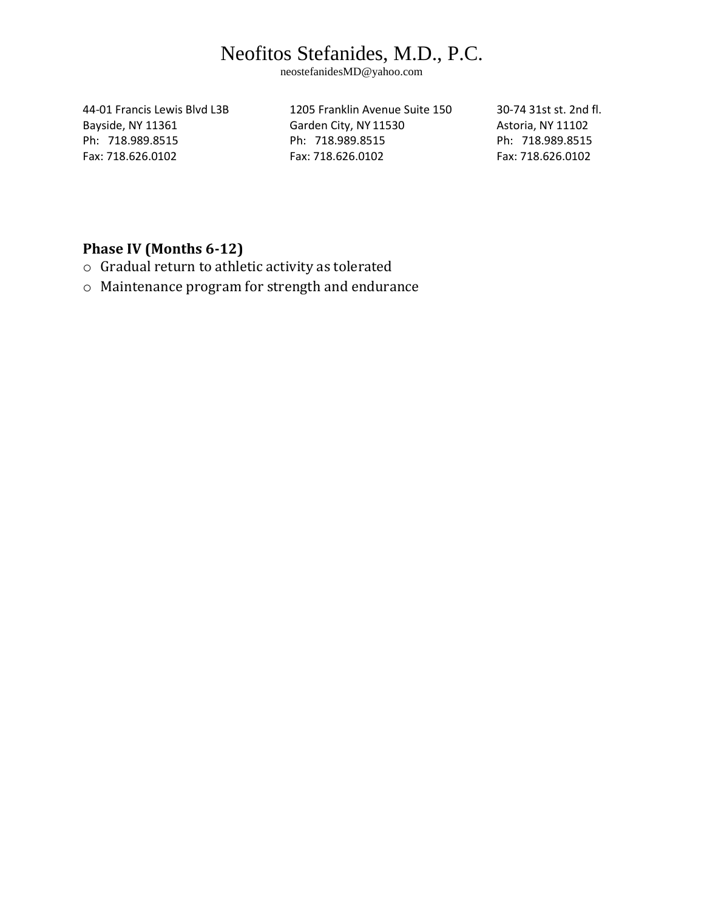**Phase IV (Months 6-12)**

- Gradual return to athletic activity as tolerated
- Maintenance program for strength and endurance